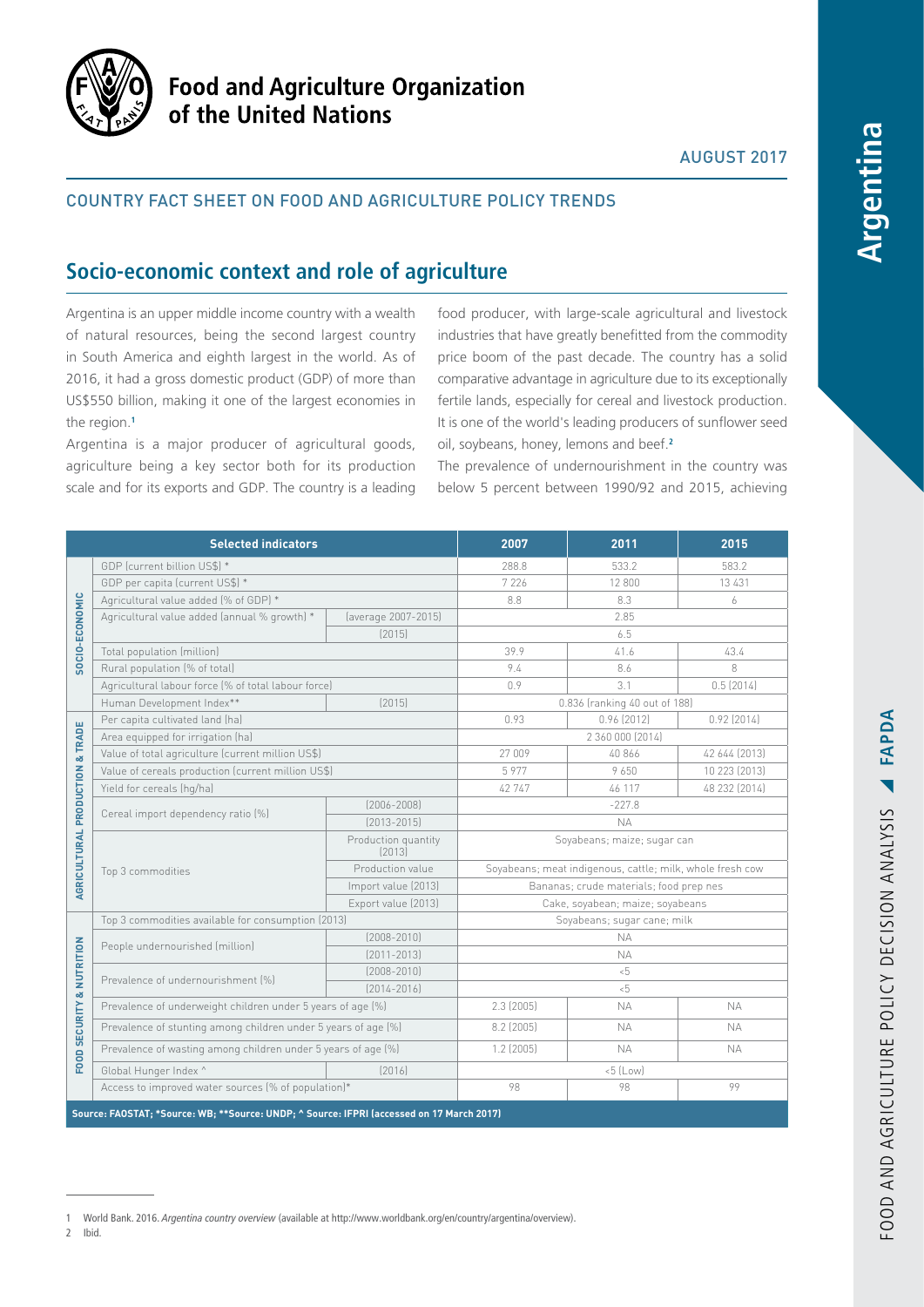# Food and Agriculture Organization of the United Nations

AUGUST 2017

## COUNTRY FACT SHEET ON FOOD AND AGRICULTURE POLICY TRENDS

# Argentina

## Socio-economic context and role of agriculture

Argentina is an upper middle income country with a wealth of natural resources, being the second largest country in South America and eighth largest in the world. As of 2016, it had a gross domestic product (GDP) of more than US$550 billion, making it one of the largest economies in the region.[1]

Argentina is a major producer of agricultural goods, agriculture being a key sector both for its production scale and for its exports and GDP. The country is a leading food producer, with large-scale agricultural and livestock industries that have greatly benefitted from the commodity price boom of the past decade. The country has a solid comparative advantage in agriculture due to its exceptionally fertile lands, especially for cereal and livestock production. It is one of the world's leading producers of sunflower seed oil, soybeans, honey, lemons and beef.[2]

The prevalence of undernourishment in the country was below 5 percent between 1990/92 and 2015, achieving

| | Selected indicators | | 2007 | 2011 | 2015 |
|---|---|---|---|---|---|
| SOCIO-ECONOMIC | GDP (current billion US$) * | | 288.8 | 533.2 | 583.2 |
| | GDP per capita (current US$) * | | 7 226 | 12 800 | 13 431 |
| | Agricultural value added (% of GDP) * | | 8.8 | 8.3 | 6 |
| | Agricultural value added (annual % growth) * | (average 2007-2015) | 2.85 | | |
| | | (2015) | 6.5 | | |
| | Total population (million) | | 39.9 | 41.6 | 43.4 |
| | Rural population (% of total) | | 9.4 | 8.6 | 8 |
| | Agricultural labour force (% of total labour force) | | 0.9 | 3.1 | 0.5 (2014) |
| | Human Development Index** | (2015) | 0.836 (ranking 40 out of 188) | | |
| AGRICULTURAL PRODUCTION & TRADE | Per capita cultivated land (ha) | | 0.93 | 0.96 (2012) | 0.92 (2014) |
| | Area equipped for irrigation (ha) | | 2 360 000 (2014) | | |
| | Value of total agriculture (current million US$) | | 27 009 | 40 866 | 42 644 (2013) |
| | Value of cereals production (current million US$) | | 5 977 | 9 650 | 10 223 (2013) |
| | Yield for cereals (hg/ha) | | 42 747 | 46 117 | 48 232 (2014) |
| | Cereal import dependency ratio (%) | (2006-2008) | -227.8 | | |
| | | (2013-2015) | NA | | |
| | Top 3 commodities | Production quantity (2013) | Soyabeans; maize; sugar can | | |
| | | Production value | Soyabeans; meat indigenous, cattle; milk, whole fresh cow | | |
| | | Import value (2013) | Bananas; crude materials; food prep nes | | |
| | | Export value (2013) | Cake, soyabean; maize; soyabeans | | |
| FOOD SECURITY & NUTRITION | Top 3 commodities available for consumption (2013) | | Soyabeans; sugar cane; milk | | |
| | People undernourished (million) | (2008-2010) | NA | | |
| | | (2011-2013) | NA | | |
| | Prevalence of undernourishment (%) | (2008-2010) | <5 | | |
| | | (2014-2016) | <5 | | |
| | Prevalence of underweight children under 5 years of age (%) | | 2.3 (2005) | NA | NA |
| | Prevalence of stunting among children under 5 years of age (%) | | 8.2 (2005) | NA | NA |
| | Prevalence of wasting among children under 5 years of age (%) | | 1.2 (2005) | NA | NA |
| | Global Hunger Index ^ | (2016) | <5 (Low) | | |
| | Access to improved water sources (% of population)* | | 98 | 98 | 99 |

Source: FAOSTAT; *Source: WB; **Source: UNDP; ^ Source: IFPRI (accessed on 17 March 2017)

---

1 World Bank. 2016. *Argentina country overview* (available at http://www.worldbank.org/en/country/argentina/overview).

2 Ibid.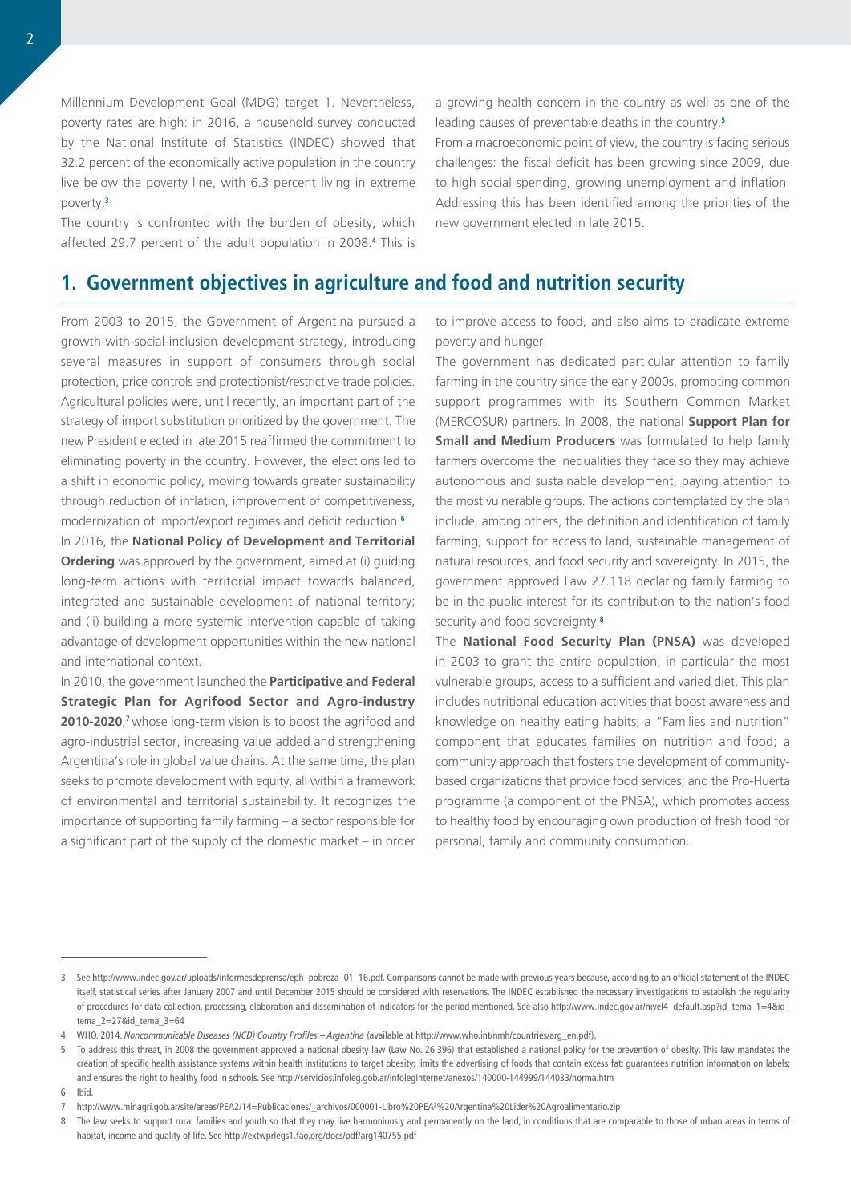Millennium Development Goal (MDG) target 1. Nevertheless, poverty rates are high: in 2016, a household survey conducted by the National Institute of Statistics (INDEC) showed that 32.2 percent of the economically active population in the country live below the poverty line, with 6.3 percent living in extreme poverty.[3]

The country is confronted with the burden of obesity, which affected 29.7 percent of the adult population in 2008.[4] This is a growing health concern in the country as well as one of the leading causes of preventable deaths in the country.[5]

From a macroeconomic point of view, the country is facing serious challenges: the fiscal deficit has been growing since 2009, due to high social spending, growing unemployment and inflation. Addressing this has been identified among the priorities of the new government elected in late 2015.

## 1. Government objectives in agriculture and food and nutrition security

From 2003 to 2015, the Government of Argentina pursued a growth-with-social-inclusion development strategy, introducing several measures in support of consumers through social protection, price controls and protectionist/restrictive trade policies. Agricultural policies were, until recently, an important part of the strategy of import substitution prioritized by the government. The new President elected in late 2015 reaffirmed the commitment to eliminating poverty in the country. However, the elections led to a shift in economic policy, moving towards greater sustainability through reduction of inflation, improvement of competitiveness, modernization of import/export regimes and deficit reduction.[6]

In 2016, the **National Policy of Development and Territorial Ordering** was approved by the government, aimed at (i) guiding long-term actions with territorial impact towards balanced, integrated and sustainable development of national territory; and (ii) building a more systemic intervention capable of taking advantage of development opportunities within the new national and international context.

In 2010, the government launched the **Participative and Federal Strategic Plan for Agrifood Sector and Agro-industry 2010-2020**,[7] whose long-term vision is to boost the agrifood and agro-industrial sector, increasing value added and strengthening Argentina's role in global value chains. At the same time, the plan seeks to promote development with equity, all within a framework of environmental and territorial sustainability. It recognizes the importance of supporting family farming – a sector responsible for a significant part of the supply of the domestic market – in order to improve access to food, and also aims to eradicate extreme poverty and hunger.

The government has dedicated particular attention to family farming in the country since the early 2000s, promoting common support programmes with its Southern Common Market (MERCOSUR) partners. In 2008, the national **Support Plan for Small and Medium Producers** was formulated to help family farmers overcome the inequalities they face so they may achieve autonomous and sustainable development, paying attention to the most vulnerable groups. The actions contemplated by the plan include, among others, the definition and identification of family farming, support for access to land, sustainable management of natural resources, and food security and sovereignty. In 2015, the government approved Law 27.118 declaring family farming to be in the public interest for its contribution to the nation's food security and food sovereignty.[8]

The **National Food Security Plan (PNSA)** was developed in 2003 to grant the entire population, in particular the most vulnerable groups, access to a sufficient and varied diet. This plan includes nutritional education activities that boost awareness and knowledge on healthy eating habits; a "Families and nutrition" component that educates families on nutrition and food; a community approach that fosters the development of community-based organizations that provide food services; and the Pro-Huerta programme (a component of the PNSA), which promotes access to healthy food by encouraging own production of fresh food for personal, family and community consumption.

---

3 See http://www.indec.gov.ar/uploads/informesdeprensa/eph_pobreza_01_16.pdf. Comparisons cannot be made with previous years because, according to an official statement of the INDEC itself, statistical series after January 2007 and until December 2015 should be considered with reservations. The INDEC established the necessary investigations to establish the regularity of procedures for data collection, processing, elaboration and dissemination of indicators for the period mentioned. See also http://www.indec.gov.ar/nivel4_default.asp?id_tema_1=4&id_tema_2=27&id_tema_3=64

4 WHO. 2014. *Noncommunicable Diseases (NCD) Country Profiles – Argentina* (available at http://www.who.int/nmh/countries/arg_en.pdf).

5 To address this threat, in 2008 the government approved a national obesity law (Law No. 26.396) that established a national policy for the prevention of obesity. This law mandates the creation of specific health assistance systems within health institutions to target obesity; limits the advertising of foods that contain excess fat; guarantees nutrition information on labels; and ensures the right to healthy food in schools. See http://servicios.infoleg.gob.ar/infolegInternet/anexos/140000-144999/144033/norma.htm

6 Ibid.

7 http://www.minagri.gob.ar/site/areas/PEA2/14=Publicaciones/_archivos/000001-Libro%20PEA²%20Argentina%20Lider%20Agroalimentario.zip

8 The law seeks to support rural families and youth so that they may live harmoniously and permanently on the land, in conditions that are comparable to those of urban areas in terms of habitat, income and quality of life. See http://extwprlegs1.fao.org/docs/pdf/arg140755.pdf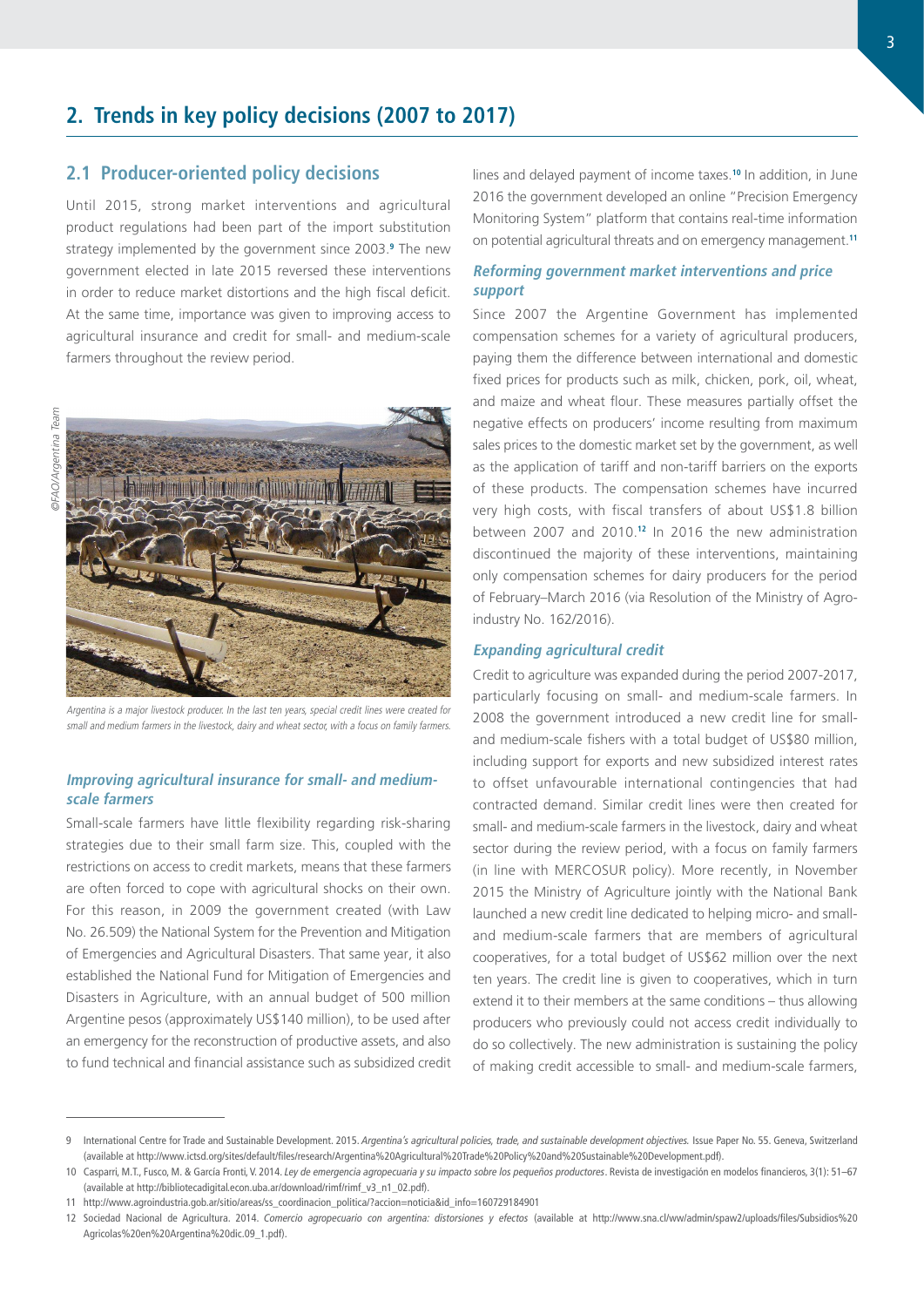## 2. Trends in key policy decisions (2007 to 2017)

### 2.1 Producer-oriented policy decisions

Until 2015, strong market interventions and agricultural product regulations had been part of the import substitution strategy implemented by the government since 2003.[9] The new government elected in late 2015 reversed these interventions in order to reduce market distortions and the high fiscal deficit. At the same time, importance was given to improving access to agricultural insurance and credit for small- and medium-scale farmers throughout the review period.

©FAO/Argentina Team

*Argentina is a major livestock producer. In the last ten years, special credit lines were created for small and medium farmers in the livestock, dairy and wheat sector, with a focus on family farmers.*

#### *Improving agricultural insurance for small- and medium-scale farmers*

Small-scale farmers have little flexibility regarding risk-sharing strategies due to their small farm size. This, coupled with the restrictions on access to credit markets, means that these farmers are often forced to cope with agricultural shocks on their own. For this reason, in 2009 the government created (with Law No. 26.509) the National System for the Prevention and Mitigation of Emergencies and Agricultural Disasters. That same year, it also established the National Fund for Mitigation of Emergencies and Disasters in Agriculture, with an annual budget of 500 million Argentine pesos (approximately US$140 million), to be used after an emergency for the reconstruction of productive assets, and also to fund technical and financial assistance such as subsidized credit lines and delayed payment of income taxes.[10] In addition, in June 2016 the government developed an online "Precision Emergency Monitoring System" platform that contains real-time information on potential agricultural threats and on emergency management.[11]

#### *Reforming government market interventions and price support*

Since 2007 the Argentine Government has implemented compensation schemes for a variety of agricultural producers, paying them the difference between international and domestic fixed prices for products such as milk, chicken, pork, oil, wheat, and maize and wheat flour. These measures partially offset the negative effects on producers' income resulting from maximum sales prices to the domestic market set by the government, as well as the application of tariff and non-tariff barriers on the exports of these products. The compensation schemes have incurred very high costs, with fiscal transfers of about US$1.8 billion between 2007 and 2010.[12] In 2016 the new administration discontinued the majority of these interventions, maintaining only compensation schemes for dairy producers for the period of February–March 2016 (via Resolution of the Ministry of Agro-industry No. 162/2016).

#### *Expanding agricultural credit*

Credit to agriculture was expanded during the period 2007-2017, particularly focusing on small- and medium-scale farmers. In 2008 the government introduced a new credit line for small- and medium-scale fishers with a total budget of US$80 million, including support for exports and new subsidized interest rates to offset unfavourable international contingencies that had contracted demand. Similar credit lines were then created for small- and medium-scale farmers in the livestock, dairy and wheat sector during the review period, with a focus on family farmers (in line with MERCOSUR policy). More recently, in November 2015 the Ministry of Agriculture jointly with the National Bank launched a new credit line dedicated to helping micro- and small- and medium-scale farmers that are members of agricultural cooperatives, for a total budget of US$62 million over the next ten years. The credit line is given to cooperatives, which in turn extend it to their members at the same conditions – thus allowing producers who previously could not access credit individually to do so collectively. The new administration is sustaining the policy of making credit accessible to small- and medium-scale farmers,

---

9 International Centre for Trade and Sustainable Development. 2015. *Argentina's agricultural policies, trade, and sustainable development objectives.* Issue Paper No. 55. Geneva, Switzerland (available at http://www.ictsd.org/sites/default/files/research/Argentina%20Agricultural%20Trade%20Policy%20and%20Sustainable%20Development.pdf).

10 Casparri, M.T., Fusco, M. & García Fronti, V. 2014. *Ley de emergencia agropecuaria y su impacto sobre los pequeños productores*. Revista de investigación en modelos financieros, 3(1): 51–67 (available at http://bibliotecadigital.econ.uba.ar/download/rimf/rimf_v3_n1_02.pdf).

11 http://www.agroindustria.gob.ar/sitio/areas/ss_coordinacion_politica/?accion=noticia&id_info=160729184901

12 Sociedad Nacional de Agricultura. 2014. *Comercio agropecuario con argentina: distorsiones y efectos* (available at http://www.sna.cl/ww/admin/spaw2/uploads/files/Subsidios%20Agricolas%20en%20Argentina%20dic.09_1.pdf).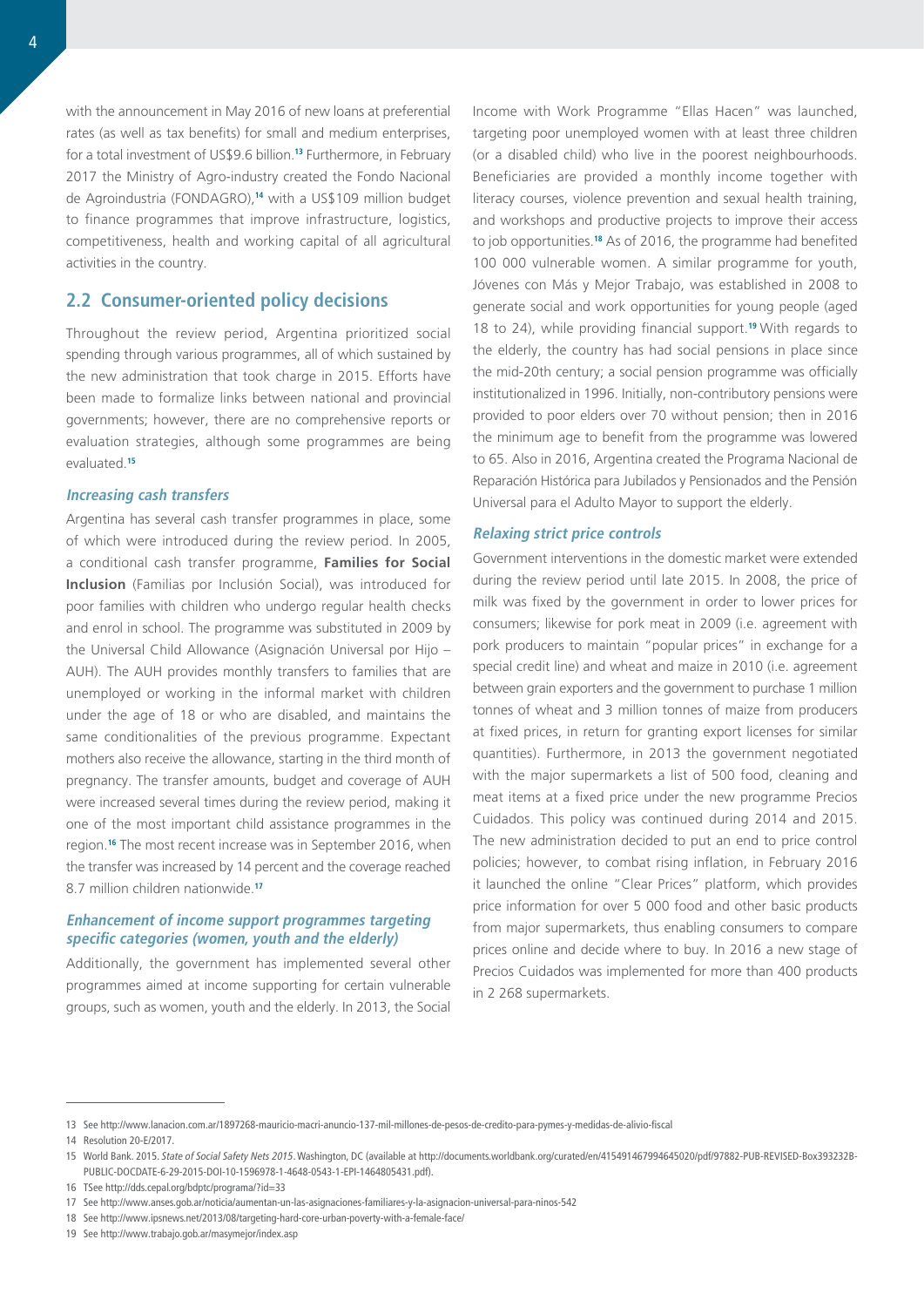with the announcement in May 2016 of new loans at preferential rates (as well as tax benefits) for small and medium enterprises, for a total investment of US$9.6 billion.[13] Furthermore, in February 2017 the Ministry of Agro-industry created the Fondo Nacional de Agroindustria (FONDAGRO),[14] with a US$109 million budget to finance programmes that improve infrastructure, logistics, competitiveness, health and working capital of all agricultural activities in the country.

## 2.2 Consumer-oriented policy decisions

Throughout the review period, Argentina prioritized social spending through various programmes, all of which sustained by the new administration that took charge in 2015. Efforts have been made to formalize links between national and provincial governments; however, there are no comprehensive reports or evaluation strategies, although some programmes are being evaluated.[15]

### *Increasing cash transfers*

Argentina has several cash transfer programmes in place, some of which were introduced during the review period. In 2005, a conditional cash transfer programme, **Families for Social Inclusion** (Familias por Inclusión Social), was introduced for poor families with children who undergo regular health checks and enrol in school. The programme was substituted in 2009 by the Universal Child Allowance (Asignación Universal por Hijo – AUH). The AUH provides monthly transfers to families that are unemployed or working in the informal market with children under the age of 18 or who are disabled, and maintains the same conditionalities of the previous programme. Expectant mothers also receive the allowance, starting in the third month of pregnancy. The transfer amounts, budget and coverage of AUH were increased several times during the review period, making it one of the most important child assistance programmes in the region.[16] The most recent increase was in September 2016, when the transfer was increased by 14 percent and the coverage reached 8.7 million children nationwide.[17]

### *Enhancement of income support programmes targeting specific categories (women, youth and the elderly)*

Additionally, the government has implemented several other programmes aimed at income supporting for certain vulnerable groups, such as women, youth and the elderly. In 2013, the Social Income with Work Programme "Ellas Hacen" was launched, targeting poor unemployed women with at least three children (or a disabled child) who live in the poorest neighbourhoods. Beneficiaries are provided a monthly income together with literacy courses, violence prevention and sexual health training, and workshops and productive projects to improve their access to job opportunities.[18] As of 2016, the programme had benefited 100 000 vulnerable women. A similar programme for youth, Jóvenes con Más y Mejor Trabajo, was established in 2008 to generate social and work opportunities for young people (aged 18 to 24), while providing financial support.[19] With regards to the elderly, the country has had social pensions in place since the mid-20th century; a social pension programme was officially institutionalized in 1996. Initially, non-contributory pensions were provided to poor elders over 70 without pension; then in 2016 the minimum age to benefit from the programme was lowered to 65. Also in 2016, Argentina created the Programa Nacional de Reparación Histórica para Jubilados y Pensionados and the Pensión Universal para el Adulto Mayor to support the elderly.

### *Relaxing strict price controls*

Government interventions in the domestic market were extended during the review period until late 2015. In 2008, the price of milk was fixed by the government in order to lower prices for consumers; likewise for pork meat in 2009 (i.e. agreement with pork producers to maintain "popular prices" in exchange for a special credit line) and wheat and maize in 2010 (i.e. agreement between grain exporters and the government to purchase 1 million tonnes of wheat and 3 million tonnes of maize from producers at fixed prices, in return for granting export licenses for similar quantities). Furthermore, in 2013 the government negotiated with the major supermarkets a list of 500 food, cleaning and meat items at a fixed price under the new programme Precios Cuidados. This policy was continued during 2014 and 2015. The new administration decided to put an end to price control policies; however, to combat rising inflation, in February 2016 it launched the online "Clear Prices" platform, which provides price information for over 5 000 food and other basic products from major supermarkets, thus enabling consumers to compare prices online and decide where to buy. In 2016 a new stage of Precios Cuidados was implemented for more than 400 products in 2 268 supermarkets.

---

13 See http://www.lanacion.com.ar/1897268-mauricio-macri-anuncio-137-mil-millones-de-pesos-de-credito-para-pymes-y-medidas-de-alivio-fiscal

14 Resolution 20-E/2017.

15 World Bank. 2015. *State of Social Safety Nets 2015*. Washington, DC (available at http://documents.worldbank.org/curated/en/415491467994645020/pdf/97882-PUB-REVISED-Box393232B-PUBLIC-DOCDATE-6-29-2015-DOI-10-1596978-1-4648-0543-1-EPI-1464805431.pdf).

16 TSee http://dds.cepal.org/bdptc/programa/?id=33

17 See http://www.anses.gob.ar/noticia/aumentan-un-las-asignaciones-familiares-y-la-asignacion-universal-para-ninos-542

18 See http://www.ipsnews.net/2013/08/targeting-hard-core-urban-poverty-with-a-female-face/

19 See http://www.trabajo.gob.ar/masymejor/index.asp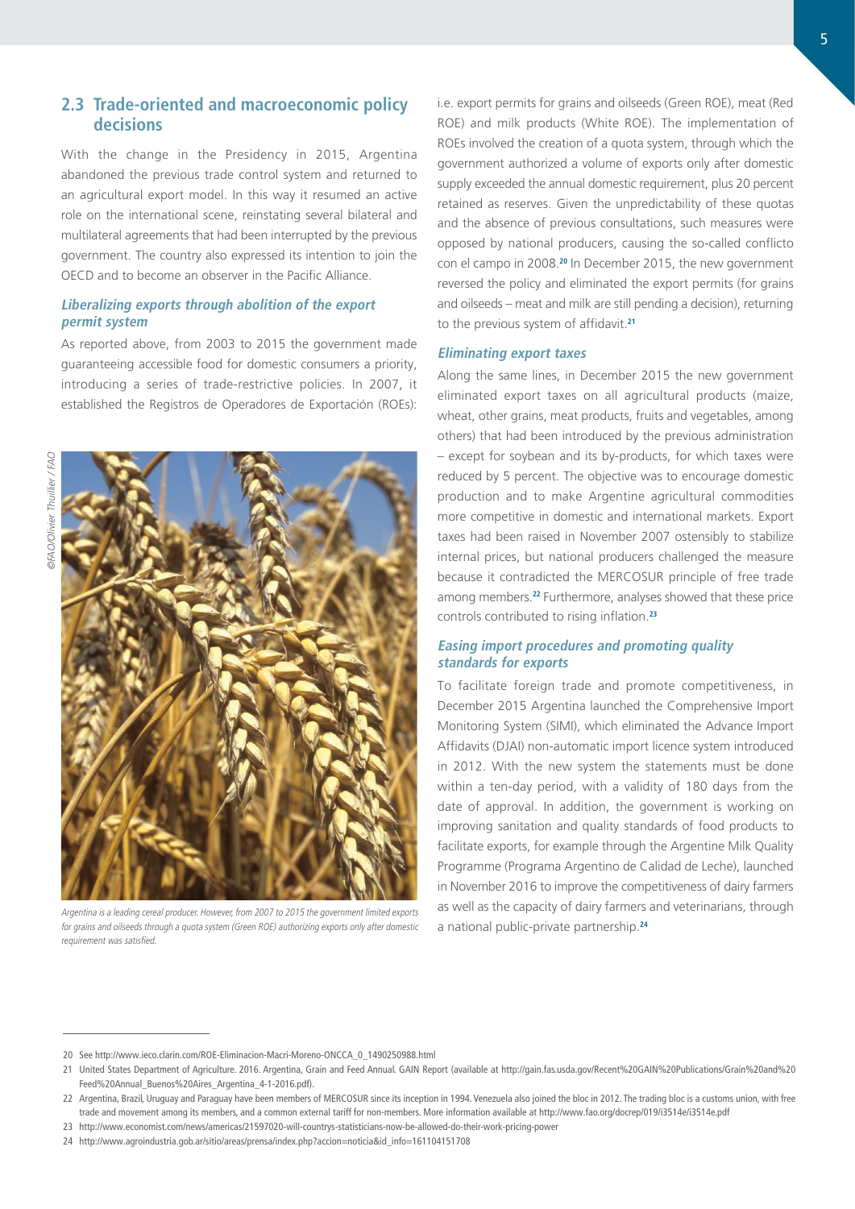## 2.3 Trade-oriented and macroeconomic policy decisions

With the change in the Presidency in 2015, Argentina abandoned the previous trade control system and returned to an agricultural export model. In this way it resumed an active role on the international scene, reinstating several bilateral and multilateral agreements that had been interrupted by the previous government. The country also expressed its intention to join the OECD and to become an observer in the Pacific Alliance.

### *Liberalizing exports through abolition of the export permit system*

As reported above, from 2003 to 2015 the government made guaranteeing accessible food for domestic consumers a priority, introducing a series of trade-restrictive policies. In 2007, it established the Registros de Operadores de Exportación (ROEs): i.e. export permits for grains and oilseeds (Green ROE), meat (Red ROE) and milk products (White ROE). The implementation of ROEs involved the creation of a quota system, through which the government authorized a volume of exports only after domestic supply exceeded the annual domestic requirement, plus 20 percent retained as reserves. Given the unpredictability of these quotas and the absence of previous consultations, such measures were opposed by national producers, causing the so-called conflicto con el campo in 2008.[20] In December 2015, the new government reversed the policy and eliminated the export permits (for grains and oilseeds – meat and milk are still pending a decision), returning to the previous system of affidavit.[21]

*Argentina is a leading cereal producer. However, from 2007 to 2015 the government limited exports for grains and oilseeds through a quota system (Green ROE) authorizing exports only after domestic requirement was satisfied.*

### *Eliminating export taxes*

Along the same lines, in December 2015 the new government eliminated export taxes on all agricultural products (maize, wheat, other grains, meat products, fruits and vegetables, among others) that had been introduced by the previous administration – except for soybean and its by-products, for which taxes were reduced by 5 percent. The objective was to encourage domestic production and to make Argentine agricultural commodities more competitive in domestic and international markets. Export taxes had been raised in November 2007 ostensibly to stabilize internal prices, but national producers challenged the measure because it contradicted the MERCOSUR principle of free trade among members.[22] Furthermore, analyses showed that these price controls contributed to rising inflation.[23]

### *Easing import procedures and promoting quality standards for exports*

To facilitate foreign trade and promote competitiveness, in December 2015 Argentina launched the Comprehensive Import Monitoring System (SIMI), which eliminated the Advance Import Affidavits (DJAI) non-automatic import licence system introduced in 2012. With the new system the statements must be done within a ten-day period, with a validity of 180 days from the date of approval. In addition, the government is working on improving sanitation and quality standards of food products to facilitate exports, for example through the Argentine Milk Quality Programme (Programa Argentino de Calidad de Leche), launched in November 2016 to improve the competitiveness of dairy farmers as well as the capacity of dairy farmers and veterinarians, through a national public-private partnership.[24]

---

20 See http://www.ieco.clarin.com/ROE-Eliminacion-Macri-Moreno-ONCCA_0_1490250988.html

21 United States Department of Agriculture. 2016. Argentina, Grain and Feed Annual. GAIN Report (available at http://gain.fas.usda.gov/Recent%20GAIN%20Publications/Grain%20and%20Feed%20Annual_Buenos%20Aires_Argentina_4-1-2016.pdf).

22 Argentina, Brazil, Uruguay and Paraguay have been members of MERCOSUR since its inception in 1994. Venezuela also joined the bloc in 2012. The trading bloc is a customs union, with free trade and movement among its members, and a common external tariff for non-members. More information available at http://www.fao.org/docrep/019/i3514e/i3514e.pdf

23 http://www.economist.com/news/americas/21597020-will-countrys-statisticians-now-be-allowed-do-their-work-pricing-power

24 http://www.agroindustria.gob.ar/sitio/areas/prensa/index.php?accion=noticia&id_info=161104151708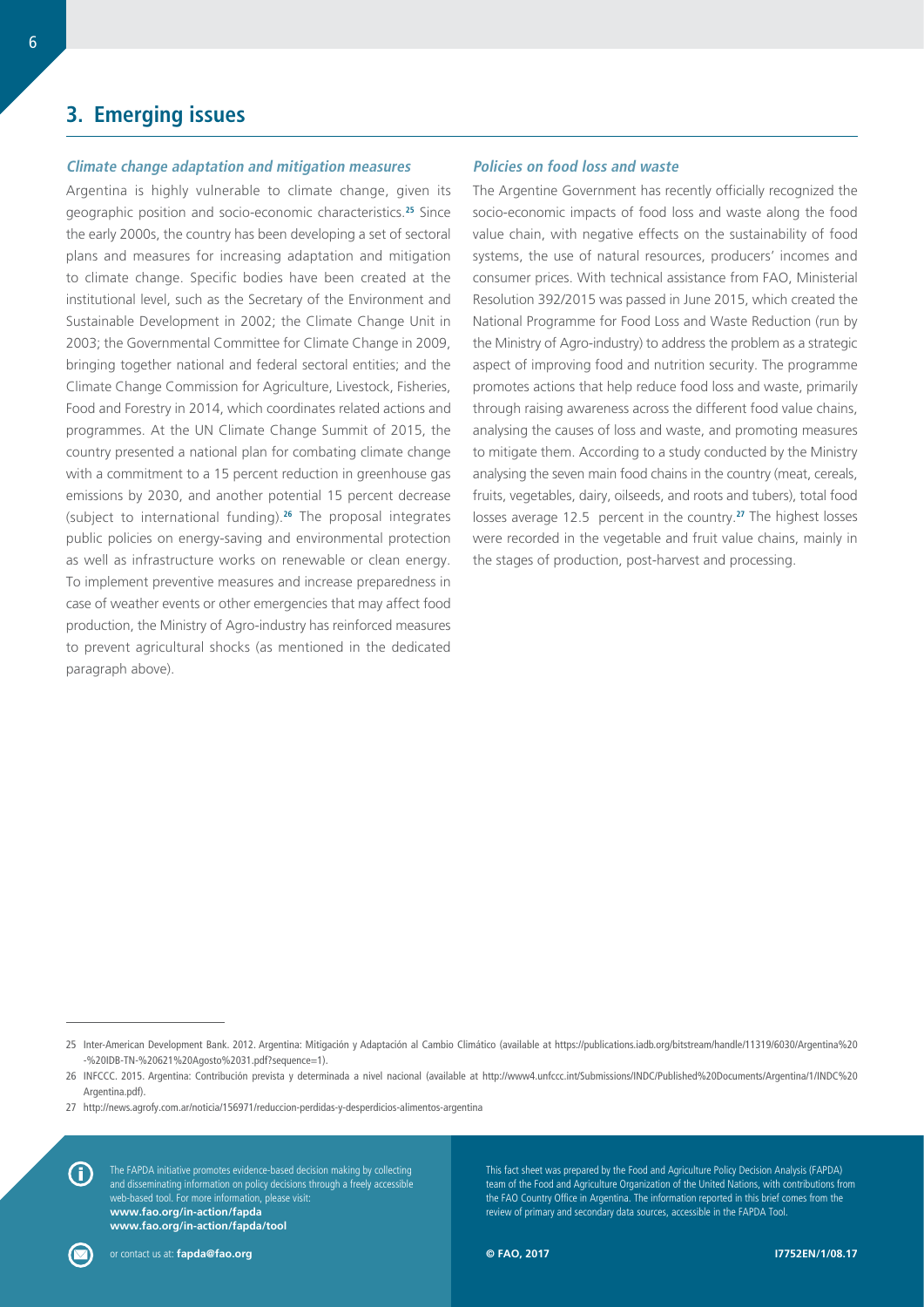## 3. Emerging issues

### *Climate change adaptation and mitigation measures*

Argentina is highly vulnerable to climate change, given its geographic position and socio-economic characteristics.[25] Since the early 2000s, the country has been developing a set of sectoral plans and measures for increasing adaptation and mitigation to climate change. Specific bodies have been created at the institutional level, such as the Secretary of the Environment and Sustainable Development in 2002; the Climate Change Unit in 2003; the Governmental Committee for Climate Change in 2009, bringing together national and federal sectoral entities; and the Climate Change Commission for Agriculture, Livestock, Fisheries, Food and Forestry in 2014, which coordinates related actions and programmes. At the UN Climate Change Summit of 2015, the country presented a national plan for combating climate change with a commitment to a 15 percent reduction in greenhouse gas emissions by 2030, and another potential 15 percent decrease (subject to international funding).[26] The proposal integrates public policies on energy-saving and environmental protection as well as infrastructure works on renewable or clean energy. To implement preventive measures and increase preparedness in case of weather events or other emergencies that may affect food production, the Ministry of Agro-industry has reinforced measures to prevent agricultural shocks (as mentioned in the dedicated paragraph above).

### *Policies on food loss and waste*

The Argentine Government has recently officially recognized the socio-economic impacts of food loss and waste along the food value chain, with negative effects on the sustainability of food systems, the use of natural resources, producers' incomes and consumer prices. With technical assistance from FAO, Ministerial Resolution 392/2015 was passed in June 2015, which created the National Programme for Food Loss and Waste Reduction (run by the Ministry of Agro-industry) to address the problem as a strategic aspect of improving food and nutrition security. The programme promotes actions that help reduce food loss and waste, primarily through raising awareness across the different food value chains, analysing the causes of loss and waste, and promoting measures to mitigate them. According to a study conducted by the Ministry analysing the seven main food chains in the country (meat, cereals, fruits, vegetables, dairy, oilseeds, and roots and tubers), total food losses average 12.5 percent in the country.[27] The highest losses were recorded in the vegetable and fruit value chains, mainly in the stages of production, post-harvest and processing.

---

25 Inter-American Development Bank. 2012. Argentina: Mitigación y Adaptación al Cambio Climático (available at https://publications.iadb.org/bitstream/handle/11319/6030/Argentina%20-%20IDB-TN-%20621%20Agosto%2031.pdf?sequence=1).

26 INFCCC. 2015. Argentina: Contribución prevista y determinada a nivel nacional (available at http://www4.unfccc.int/Submissions/INDC/Published%20Documents/Argentina/1/INDC%20Argentina.pdf).

27 http://news.agrofy.com.ar/noticia/156971/reduccion-perdidas-y-desperdicios-alimentos-argentina

The FAPDA initiative promotes evidence-based decision making by collecting and disseminating information on policy decisions through a freely accessible web-based tool. For more information, please visit:
**www.fao.org/in-action/fapda**
**www.fao.org/in-action/fapda/tool**

or contact us at: **fapda@fao.org**

This fact sheet was prepared by the Food and Agriculture Policy Decision Analysis (FAPDA) team of the Food and Agriculture Organization of the United Nations, with contributions from the FAO Country Office in Argentina. The information reported in this brief comes from the review of primary and secondary data sources, accessible in the FAPDA Tool.

**© FAO, 2017** **I7752EN/1/08.17**